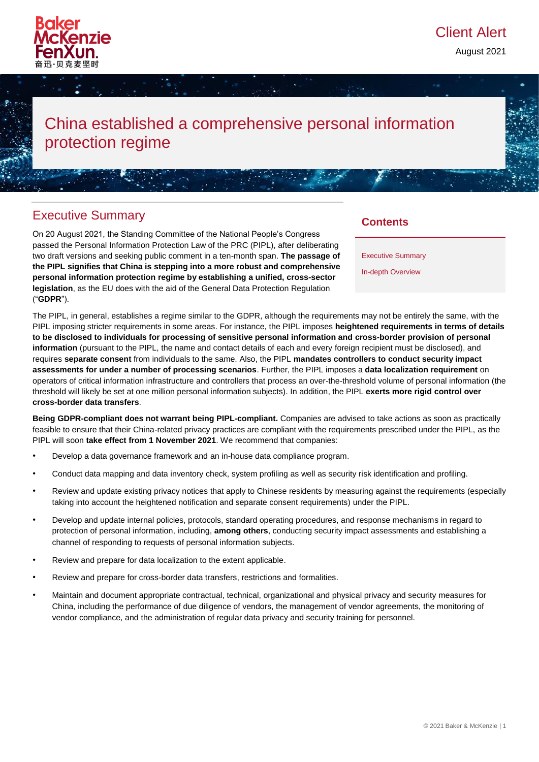Client Alert

August 2021

# China established a comprehensive personal information protection regime

## Executive Summary

On 20 August 2021, the Standing Committee of the National People's Congress passed the Personal Information Protection Law of the PRC (PIPL), after deliberating two draft versions and seeking public comment in a ten-month span. **The passage of the PIPL signifies that China is stepping into a more robust and comprehensive personal information protection regime by establishing a unified, cross-sector legislation**, as the EU does with the aid of the General Data Protection Regulation ("**GDPR**").

**Contents**

- Executive Summary
- In-depth Overview

The PIPL, in general, establishes a regime similar to the GDPR, although the requirements may not be entirely the same, with the PIPL imposing stricter requirements in some areas. For instance, the PIPL imposes **heightened requirements in terms of details to be disclosed to individuals for processing of sensitive personal information and cross-border provision of personal information** (pursuant to the PIPL, the name and contact details of each and every foreign recipient must be disclosed), and requires **separate consent** from individuals to the same. Also, the PIPL **mandates controllers to conduct security impact assessments for under a number of processing scenarios**. Further, the PIPL imposes a **data localization requirement** on operators of critical information infrastructure and controllers that process an over-the-threshold volume of personal information (the threshold will likely be set at one million personal information subjects). In addition, the PIPL **exerts more rigid control over cross-border data transfers**.

**Being GDPR-compliant does not warrant being PIPL-compliant.** Companies are advised to take actions as soon as practically feasible to ensure that their China-related privacy practices are compliant with the requirements prescribed under the PIPL, as the PIPL will soon **take effect from 1 November 2021**. We recommend that companies:

- Develop a data governance framework and an in-house data compliance program.
- Conduct data mapping and data inventory check, system profiling as well as security risk identification and profiling.
- Review and update existing privacy notices that apply to Chinese residents by measuring against the requirements (especially taking into account the heightened notification and separate consent requirements) under the PIPL.
- Develop and update internal policies, protocols, standard operating procedures, and response mechanisms in regard to protection of personal information, including, **among others**, conducting security impact assessments and establishing a channel of responding to requests of personal information subjects.
- Review and prepare for data localization to the extent applicable.
- Review and prepare for cross-border data transfers, restrictions and formalities.
- Maintain and document appropriate contractual, technical, organizational and physical privacy and security measures for China, including the performance of due diligence of vendors, the management of vendor agreements, the monitoring of vendor compliance, and the administration of regular data privacy and security training for personnel.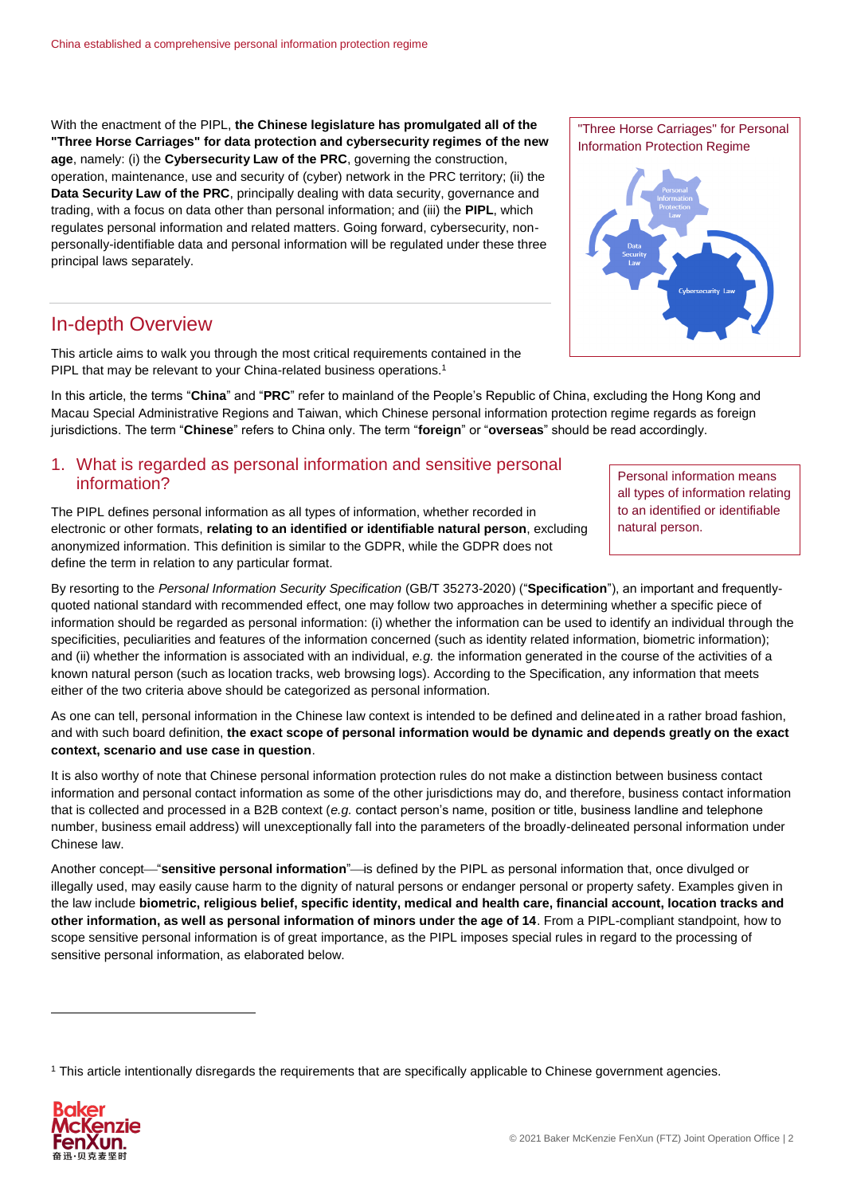With the enactment of the PIPL, **the Chinese legislature has promulgated all of the "Three Horse Carriages" for data protection and cybersecurity regimes of the new age**, namely: (i) the **Cybersecurity Law of the PRC**, governing the construction, operation, maintenance, use and security of (cyber) network in the PRC territory; (ii) the **Data Security Law of the PRC**, principally dealing with data security, governance and trading, with a focus on data other than personal information; and (iii) the **PIPL**, which regulates personal information and related matters. Going forward, cybersecurity, non-personally-identifiable data and personal information will be regulated under these three principal laws separately.

"Three Horse Carriages" for Personal Information Protection Regime

Personal Information Protection Law

Data Security Law

Cybersecurity Law

## In-depth Overview

This article aims to walk you through the most critical requirements contained in the PIPL that may be relevant to your China-related business operations.[1]

In this article, the terms "**China**" and "**PRC**" refer to mainland of the People's Republic of China, excluding the Hong Kong and Macau Special Administrative Regions and Taiwan, which Chinese personal information protection regime regards as foreign jurisdictions. The term "**Chinese**" refers to China only. The term "**foreign**" or "**overseas**" should be read accordingly.

### 1. What is regarded as personal information and sensitive personal information?

Personal information means all types of information relating to an identified or identifiable natural person.

The PIPL defines personal information as all types of information, whether recorded in electronic or other formats, **relating to an identified or identifiable natural person**, excluding anonymized information. This definition is similar to the GDPR, while the GDPR does not define the term in relation to any particular format.

By resorting to the *Personal Information Security Specification* (GB/T 35273-2020) ("**Specification**"), an important and frequently-quoted national standard with recommended effect, one may follow two approaches in determining whether a specific piece of information should be regarded as personal information: (i) whether the information can be used to identify an individual through the specificities, peculiarities and features of the information concerned (such as identity related information, biometric information); and (ii) whether the information is associated with an individual, *e.g.* the information generated in the course of the activities of a known natural person (such as location tracks, web browsing logs). According to the Specification, any information that meets either of the two criteria above should be categorized as personal information.

As one can tell, personal information in the Chinese law context is intended to be defined and delineated in a rather broad fashion, and with such board definition, **the exact scope of personal information would be dynamic and depends greatly on the exact context, scenario and use case in question**.

It is also worthy of note that Chinese personal information protection rules do not make a distinction between business contact information and personal contact information as some of the other jurisdictions may do, and therefore, business contact information that is collected and processed in a B2B context (*e.g.* contact person's name, position or title, business landline and telephone number, business email address) will unexceptionally fall into the parameters of the broadly-delineated personal information under Chinese law.

Another concept—"**sensitive personal information**"—is defined by the PIPL as personal information that, once divulged or illegally used, may easily cause harm to the dignity of natural persons or endanger personal or property safety. Examples given in the law include **biometric, religious belief, specific identity, medical and health care, financial account, location tracks and other information, as well as personal information of minors under the age of 14**. From a PIPL-compliant standpoint, how to scope sensitive personal information is of great importance, as the PIPL imposes special rules in regard to the processing of sensitive personal information, as elaborated below.

[1] This article intentionally disregards the requirements that are specifically applicable to Chinese government agencies.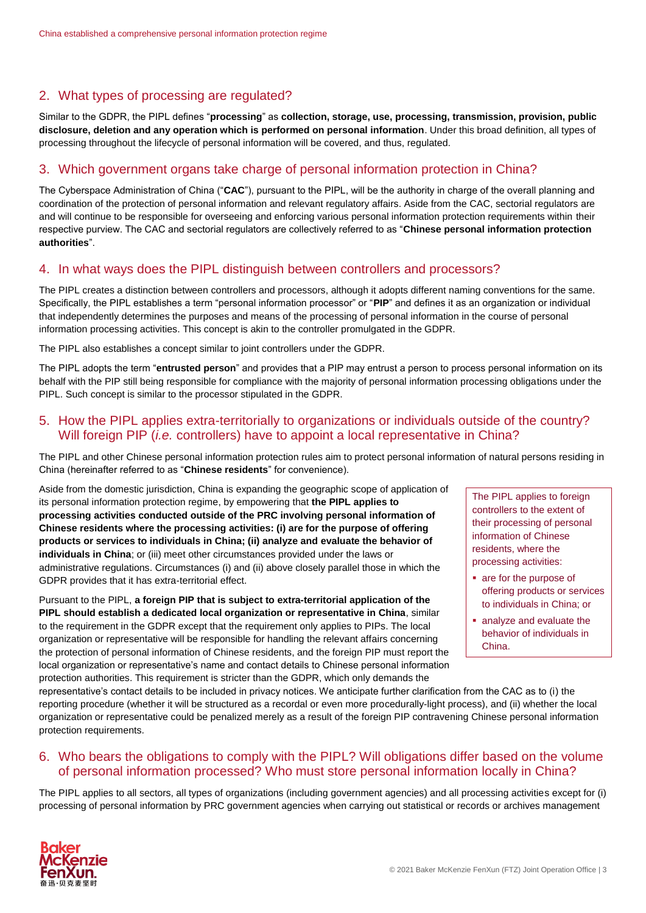## 2. What types of processing are regulated?

Similar to the GDPR, the PIPL defines "**processing**" as **collection, storage, use, processing, transmission, provision, public disclosure, deletion and any operation which is performed on personal information**. Under this broad definition, all types of processing throughout the lifecycle of personal information will be covered, and thus, regulated.

## 3. Which government organs take charge of personal information protection in China?

The Cyberspace Administration of China ("**CAC**"), pursuant to the PIPL, will be the authority in charge of the overall planning and coordination of the protection of personal information and relevant regulatory affairs. Aside from the CAC, sectorial regulators are and will continue to be responsible for overseeing and enforcing various personal information protection requirements within their respective purview. The CAC and sectorial regulators are collectively referred to as "**Chinese personal information protection authorities**".

## 4. In what ways does the PIPL distinguish between controllers and processors?

The PIPL creates a distinction between controllers and processors, although it adopts different naming conventions for the same. Specifically, the PIPL establishes a term "personal information processor" or "**PIP**" and defines it as an organization or individual that independently determines the purposes and means of the processing of personal information in the course of personal information processing activities. This concept is akin to the controller promulgated in the GDPR.

The PIPL also establishes a concept similar to joint controllers under the GDPR.

The PIPL adopts the term "**entrusted person**" and provides that a PIP may entrust a person to process personal information on its behalf with the PIP still being responsible for compliance with the majority of personal information processing obligations under the PIPL. Such concept is similar to the processor stipulated in the GDPR.

## 5. How the PIPL applies extra-territorially to organizations or individuals outside of the country? Will foreign PIP (*i.e.* controllers) have to appoint a local representative in China?

The PIPL and other Chinese personal information protection rules aim to protect personal information of natural persons residing in China (hereinafter referred to as "**Chinese residents**" for convenience).

Aside from the domestic jurisdiction, China is expanding the geographic scope of application of its personal information protection regime, by empowering that **the PIPL applies to processing activities conducted outside of the PRC involving personal information of Chinese residents where the processing activities: (i) are for the purpose of offering products or services to individuals in China; (ii) analyze and evaluate the behavior of individuals in China**; or (iii) meet other circumstances provided under the laws or administrative regulations. Circumstances (i) and (ii) above closely parallel those in which the GDPR provides that it has extra-territorial effect.

Pursuant to the PIPL, **a foreign PIP that is subject to extra-territorial application of the PIPL should establish a dedicated local organization or representative in China**, similar to the requirement in the GDPR except that the requirement only applies to PIPs. The local organization or representative will be responsible for handling the relevant affairs concerning the protection of personal information of Chinese residents, and the foreign PIP must report the local organization or representative's name and contact details to Chinese personal information protection authorities. This requirement is stricter than the GDPR, which only demands the representative's contact details to be included in privacy notices. We anticipate further clarification from the CAC as to (i) the reporting procedure (whether it will be structured as a recordal or even more procedurally-light process), and (ii) whether the local organization or representative could be penalized merely as a result of the foreign PIP contravening Chinese personal information protection requirements.

> The PIPL applies to foreign controllers to the extent of their processing of personal information of Chinese residents, where the processing activities:
>
> - are for the purpose of offering products or services to individuals in China; or
> - analyze and evaluate the behavior of individuals in China.

## 6. Who bears the obligations to comply with the PIPL? Will obligations differ based on the volume of personal information processed? Who must store personal information locally in China?

The PIPL applies to all sectors, all types of organizations (including government agencies) and all processing activities except for (i) processing of personal information by PRC government agencies when carrying out statistical or records or archives management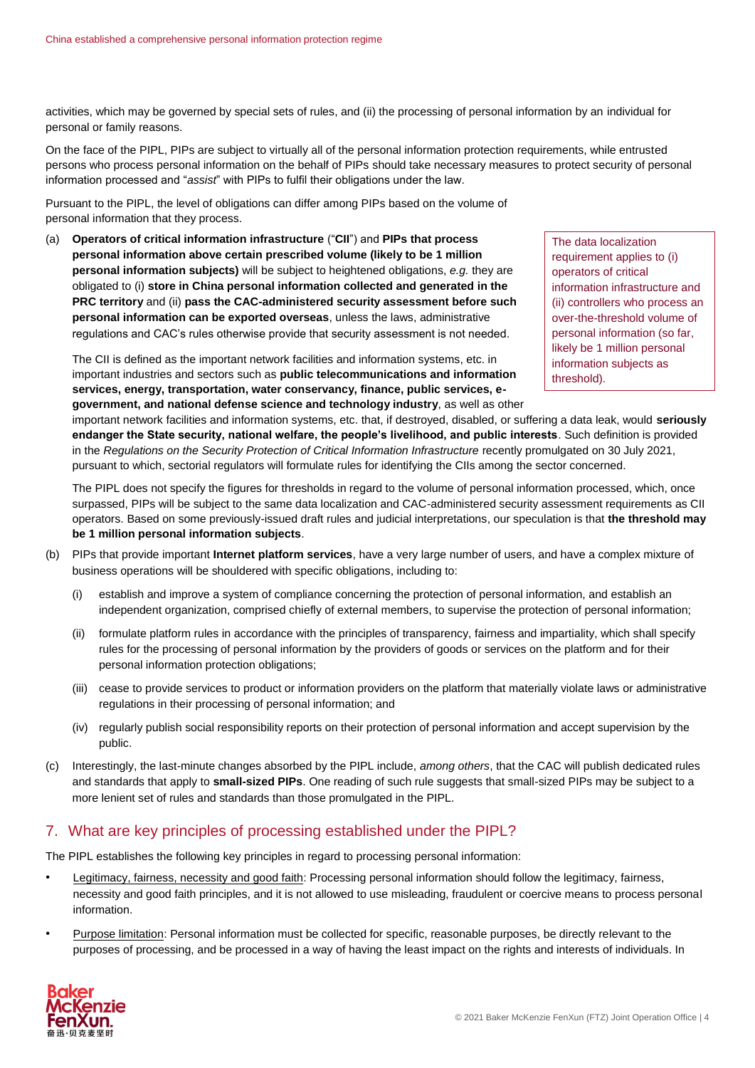activities, which may be governed by special sets of rules, and (ii) the processing of personal information by an individual for personal or family reasons.

On the face of the PIPL, PIPs are subject to virtually all of the personal information protection requirements, while entrusted persons who process personal information on the behalf of PIPs should take necessary measures to protect security of personal information processed and "*assist*" with PIPs to fulfil their obligations under the law.

Pursuant to the PIPL, the level of obligations can differ among PIPs based on the volume of personal information that they process.

(a) **Operators of critical information infrastructure** ("**CII**") and **PIPs that process personal information above certain prescribed volume (likely to be 1 million personal information subjects)** will be subject to heightened obligations, *e.g.* they are obligated to (i) **store in China personal information collected and generated in the PRC territory** and (ii) **pass the CAC-administered security assessment before such personal information can be exported overseas**, unless the laws, administrative regulations and CAC's rules otherwise provide that security assessment is not needed.

> The data localization requirement applies to (i) operators of critical information infrastructure and (ii) controllers who process an over-the-threshold volume of personal information (so far, likely be 1 million personal information subjects as threshold).

The CII is defined as the important network facilities and information systems, etc. in important industries and sectors such as **public telecommunications and information services, energy, transportation, water conservancy, finance, public services, e-government, and national defense science and technology industry**, as well as other important network facilities and information systems, etc. that, if destroyed, disabled, or suffering a data leak, would **seriously endanger the State security, national welfare, the people's livelihood, and public interests**. Such definition is provided in the *Regulations on the Security Protection of Critical Information Infrastructure* recently promulgated on 30 July 2021, pursuant to which, sectorial regulators will formulate rules for identifying the CIIs among the sector concerned.

The PIPL does not specify the figures for thresholds in regard to the volume of personal information processed, which, once surpassed, PIPs will be subject to the same data localization and CAC-administered security assessment requirements as CII operators. Based on some previously-issued draft rules and judicial interpretations, our speculation is that **the threshold may be 1 million personal information subjects**.

(b) PIPs that provide important **Internet platform services**, have a very large number of users, and have a complex mixture of business operations will be shouldered with specific obligations, including to:

   (i) establish and improve a system of compliance concerning the protection of personal information, and establish an independent organization, comprised chiefly of external members, to supervise the protection of personal information;

   (ii) formulate platform rules in accordance with the principles of transparency, fairness and impartiality, which shall specify rules for the processing of personal information by the providers of goods or services on the platform and for their personal information protection obligations;

   (iii) cease to provide services to product or information providers on the platform that materially violate laws or administrative regulations in their processing of personal information; and

   (iv) regularly publish social responsibility reports on their protection of personal information and accept supervision by the public.

(c) Interestingly, the last-minute changes absorbed by the PIPL include, *among others*, that the CAC will publish dedicated rules and standards that apply to **small-sized PIPs**. One reading of such rule suggests that small-sized PIPs may be subject to a more lenient set of rules and standards than those promulgated in the PIPL.

## 7. What are key principles of processing established under the PIPL?

The PIPL establishes the following key principles in regard to processing personal information:

- Legitimacy, fairness, necessity and good faith: Processing personal information should follow the legitimacy, fairness, necessity and good faith principles, and it is not allowed to use misleading, fraudulent or coercive means to process personal information.
- Purpose limitation: Personal information must be collected for specific, reasonable purposes, be directly relevant to the purposes of processing, and be processed in a way of having the least impact on the rights and interests of individuals. In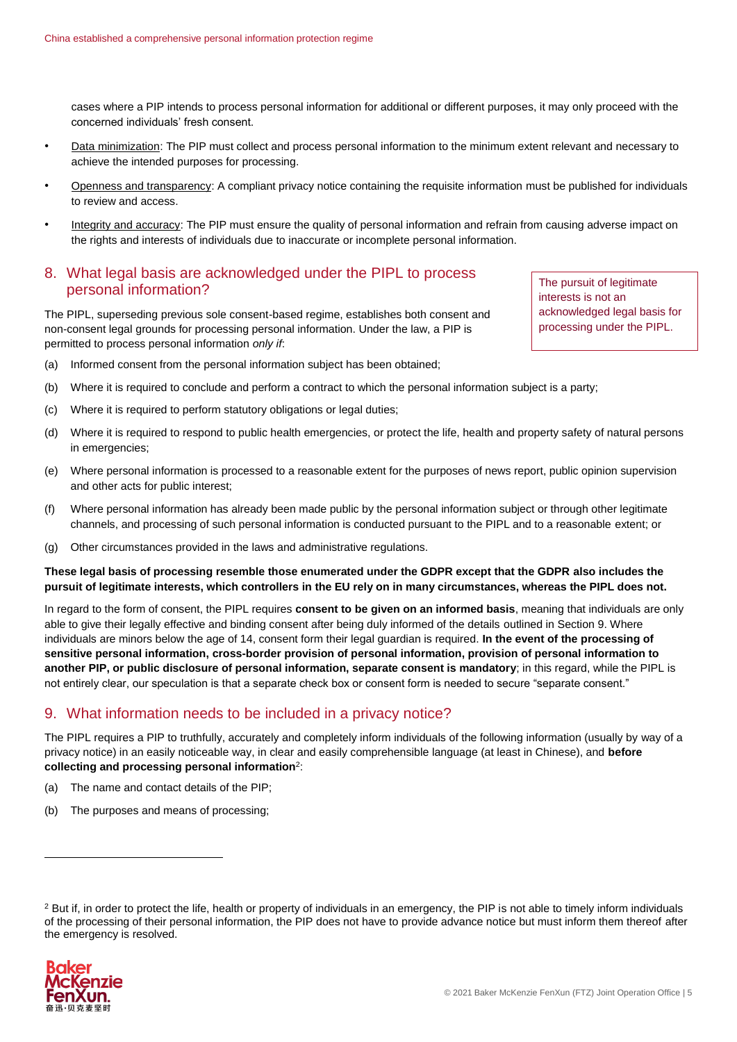cases where a PIP intends to process personal information for additional or different purposes, it may only proceed with the concerned individuals' fresh consent.

- Data minimization: The PIP must collect and process personal information to the minimum extent relevant and necessary to achieve the intended purposes for processing.
- Openness and transparency: A compliant privacy notice containing the requisite information must be published for individuals to review and access.
- Integrity and accuracy: The PIP must ensure the quality of personal information and refrain from causing adverse impact on the rights and interests of individuals due to inaccurate or incomplete personal information.

## 8. What legal basis are acknowledged under the PIPL to process personal information?

> The pursuit of legitimate interests is not an acknowledged legal basis for processing under the PIPL.

The PIPL, superseding previous sole consent-based regime, establishes both consent and non-consent legal grounds for processing personal information. Under the law, a PIP is permitted to process personal information *only if*:

(a) Informed consent from the personal information subject has been obtained;

(b) Where it is required to conclude and perform a contract to which the personal information subject is a party;

(c) Where it is required to perform statutory obligations or legal duties;

(d) Where it is required to respond to public health emergencies, or protect the life, health and property safety of natural persons in emergencies;

(e) Where personal information is processed to a reasonable extent for the purposes of news report, public opinion supervision and other acts for public interest;

(f) Where personal information has already been made public by the personal information subject or through other legitimate channels, and processing of such personal information is conducted pursuant to the PIPL and to a reasonable extent; or

(g) Other circumstances provided in the laws and administrative regulations.

**These legal basis of processing resemble those enumerated under the GDPR except that the GDPR also includes the pursuit of legitimate interests, which controllers in the EU rely on in many circumstances, whereas the PIPL does not.**

In regard to the form of consent, the PIPL requires **consent to be given on an informed basis**, meaning that individuals are only able to give their legally effective and binding consent after being duly informed of the details outlined in Section 9. Where individuals are minors below the age of 14, consent form their legal guardian is required. **In the event of the processing of sensitive personal information, cross-border provision of personal information, provision of personal information to another PIP, or public disclosure of personal information, separate consent is mandatory**; in this regard, while the PIPL is not entirely clear, our speculation is that a separate check box or consent form is needed to secure "separate consent."

## 9. What information needs to be included in a privacy notice?

The PIPL requires a PIP to truthfully, accurately and completely inform individuals of the following information (usually by way of a privacy notice) in an easily noticeable way, in clear and easily comprehensible language (at least in Chinese), and **before collecting and processing personal information**[2]:

(a) The name and contact details of the PIP;

(b) The purposes and means of processing;

[2] But if, in order to protect the life, health or property of individuals in an emergency, the PIP is not able to timely inform individuals of the processing of their personal information, the PIP does not have to provide advance notice but must inform them thereof after the emergency is resolved.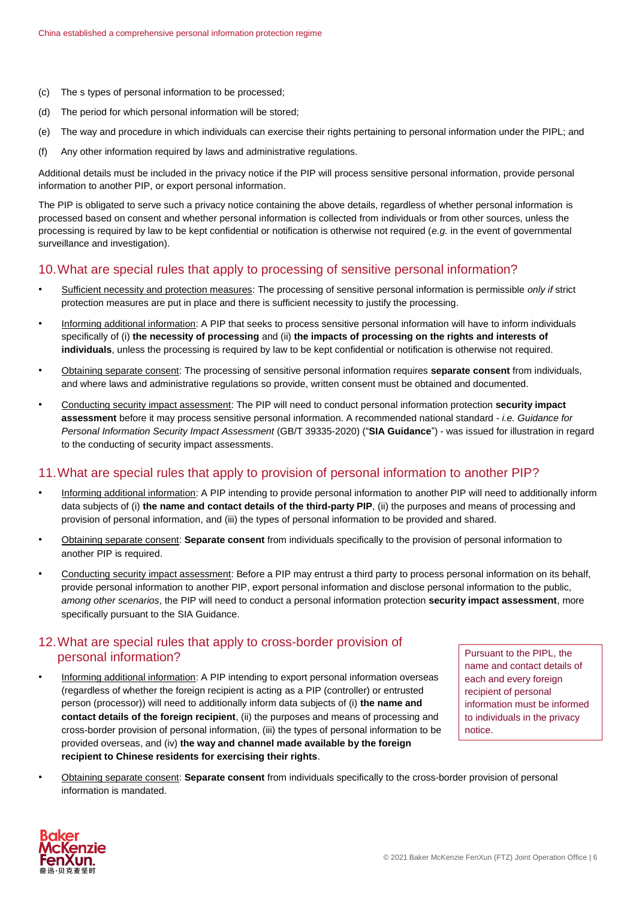(c) The s types of personal information to be processed;

(d) The period for which personal information will be stored;

(e) The way and procedure in which individuals can exercise their rights pertaining to personal information under the PIPL; and

(f) Any other information required by laws and administrative regulations.

Additional details must be included in the privacy notice if the PIP will process sensitive personal information, provide personal information to another PIP, or export personal information.

The PIP is obligated to serve such a privacy notice containing the above details, regardless of whether personal information is processed based on consent and whether personal information is collected from individuals or from other sources, unless the processing is required by law to be kept confidential or notification is otherwise not required (*e.g.* in the event of governmental surveillance and investigation).

## 10. What are special rules that apply to processing of sensitive personal information?

- Sufficient necessity and protection measures: The processing of sensitive personal information is permissible *only if* strict protection measures are put in place and there is sufficient necessity to justify the processing.
- Informing additional information: A PIP that seeks to process sensitive personal information will have to inform individuals specifically of (i) **the necessity of processing** and (ii) **the impacts of processing on the rights and interests of individuals**, unless the processing is required by law to be kept confidential or notification is otherwise not required.
- Obtaining separate consent: The processing of sensitive personal information requires **separate consent** from individuals, and where laws and administrative regulations so provide, written consent must be obtained and documented.
- Conducting security impact assessment: The PIP will need to conduct personal information protection **security impact assessment** before it may process sensitive personal information. A recommended national standard - *i.e. Guidance for Personal Information Security Impact Assessment* (GB/T 39335-2020) ("**SIA Guidance**") - was issued for illustration in regard to the conducting of security impact assessments.

## 11. What are special rules that apply to provision of personal information to another PIP?

- Informing additional information: A PIP intending to provide personal information to another PIP will need to additionally inform data subjects of (i) **the name and contact details of the third-party PIP**, (ii) the purposes and means of processing and provision of personal information, and (iii) the types of personal information to be provided and shared.
- Obtaining separate consent: **Separate consent** from individuals specifically to the provision of personal information to another PIP is required.
- Conducting security impact assessment: Before a PIP may entrust a third party to process personal information on its behalf, provide personal information to another PIP, export personal information and disclose personal information to the public, *among other scenarios*, the PIP will need to conduct a personal information protection **security impact assessment**, more specifically pursuant to the SIA Guidance.

## 12. What are special rules that apply to cross-border provision of personal information?

- Informing additional information: A PIP intending to export personal information overseas (regardless of whether the foreign recipient is acting as a PIP (controller) or entrusted person (processor)) will need to additionally inform data subjects of (i) **the name and contact details of the foreign recipient**, (ii) the purposes and means of processing and cross-border provision of personal information, (iii) the types of personal information to be provided overseas, and (iv) **the way and channel made available by the foreign recipient to Chinese residents for exercising their rights**.

> Pursuant to the PIPL, the name and contact details of each and every foreign recipient of personal information must be informed to individuals in the privacy notice.

- Obtaining separate consent: **Separate consent** from individuals specifically to the cross-border provision of personal information is mandated.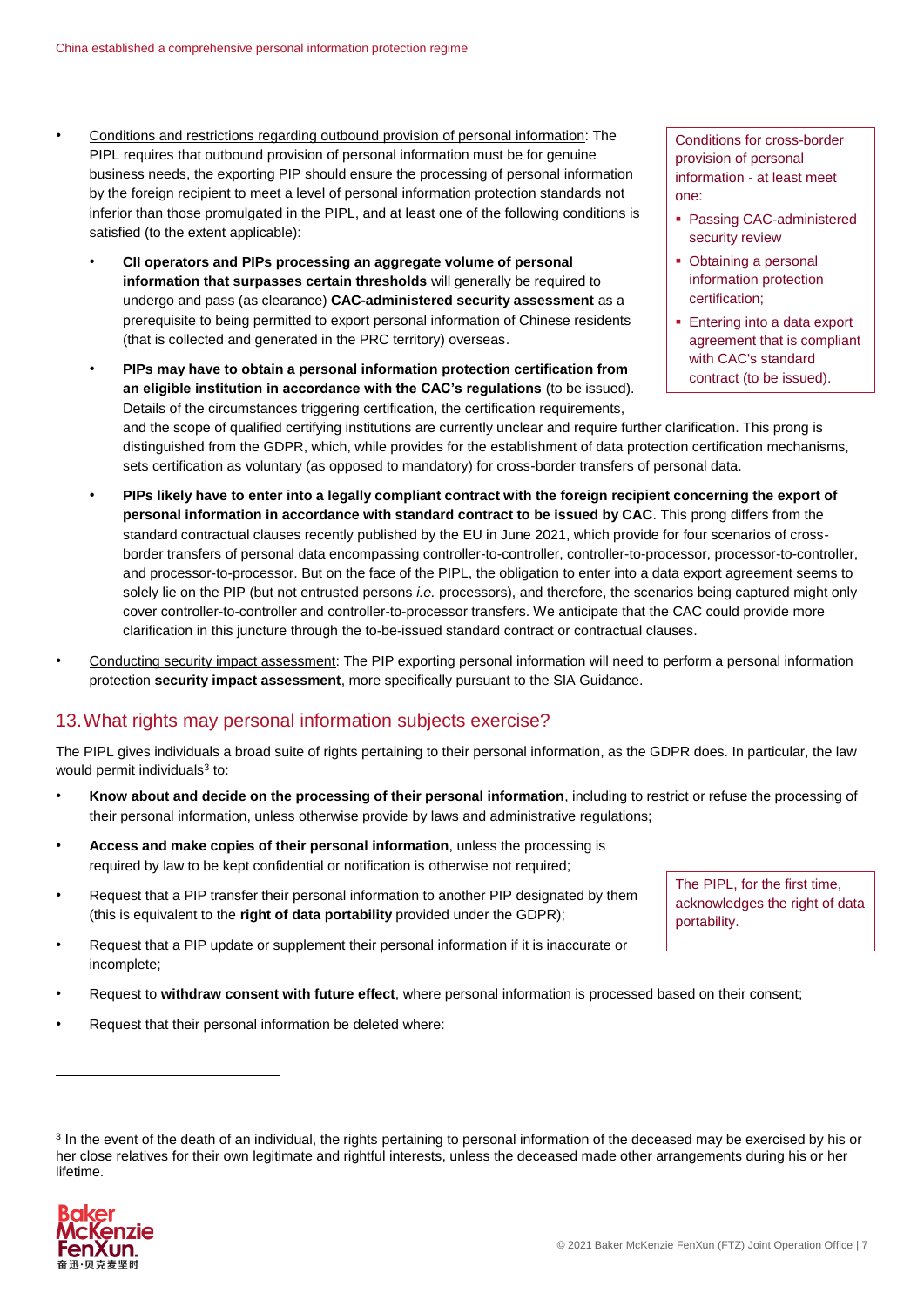- Conditions and restrictions regarding outbound provision of personal information: The PIPL requires that outbound provision of personal information must be for genuine business needs, the exporting PIP should ensure the processing of personal information by the foreign recipient to meet a level of personal information protection standards not inferior than those promulgated in the PIPL, and at least one of the following conditions is satisfied (to the extent applicable):
  - **CII operators and PIPs processing an aggregate volume of personal information that surpasses certain thresholds** will generally be required to undergo and pass (as clearance) **CAC-administered security assessment** as a prerequisite to being permitted to export personal information of Chinese residents (that is collected and generated in the PRC territory) overseas.
  - **PIPs may have to obtain a personal information protection certification from an eligible institution in accordance with the CAC's regulations** (to be issued). Details of the circumstances triggering certification, the certification requirements, and the scope of qualified certifying institutions are currently unclear and require further clarification. This prong is distinguished from the GDPR, which, while provides for the establishment of data protection certification mechanisms, sets certification as voluntary (as opposed to mandatory) for cross-border transfers of personal data.
  - **PIPs likely have to enter into a legally compliant contract with the foreign recipient concerning the export of personal information in accordance with standard contract to be issued by CAC**. This prong differs from the standard contractual clauses recently published by the EU in June 2021, which provide for four scenarios of cross-border transfers of personal data encompassing controller-to-controller, controller-to-processor, processor-to-controller, and processor-to-processor. But on the face of the PIPL, the obligation to enter into a data export agreement seems to solely lie on the PIP (but not entrusted persons *i.e.* processors), and therefore, the scenarios being captured might only cover controller-to-controller and controller-to-processor transfers. We anticipate that the CAC could provide more clarification in this juncture through the to-be-issued standard contract or contractual clauses.
- Conducting security impact assessment: The PIP exporting personal information will need to perform a personal information protection **security impact assessment**, more specifically pursuant to the SIA Guidance.

> Conditions for cross-border provision of personal information - at least meet one:
> - Passing CAC-administered security review
> - Obtaining a personal information protection certification;
> - Entering into a data export agreement that is compliant with CAC's standard contract (to be issued).

## 13. What rights may personal information subjects exercise?

The PIPL gives individuals a broad suite of rights pertaining to their personal information, as the GDPR does. In particular, the law would permit individuals[3] to:

- **Know about and decide on the processing of their personal information**, including to restrict or refuse the processing of their personal information, unless otherwise provide by laws and administrative regulations;
- **Access and make copies of their personal information**, unless the processing is required by law to be kept confidential or notification is otherwise not required;
- Request that a PIP transfer their personal information to another PIP designated by them (this is equivalent to the **right of data portability** provided under the GDPR);
- Request that a PIP update or supplement their personal information if it is inaccurate or incomplete;
- Request to **withdraw consent with future effect**, where personal information is processed based on their consent;
- Request that their personal information be deleted where:

> The PIPL, for the first time, acknowledges the right of data portability.

[3] In the event of the death of an individual, the rights pertaining to personal information of the deceased may be exercised by his or her close relatives for their own legitimate and rightful interests, unless the deceased made other arrangements during his or her lifetime.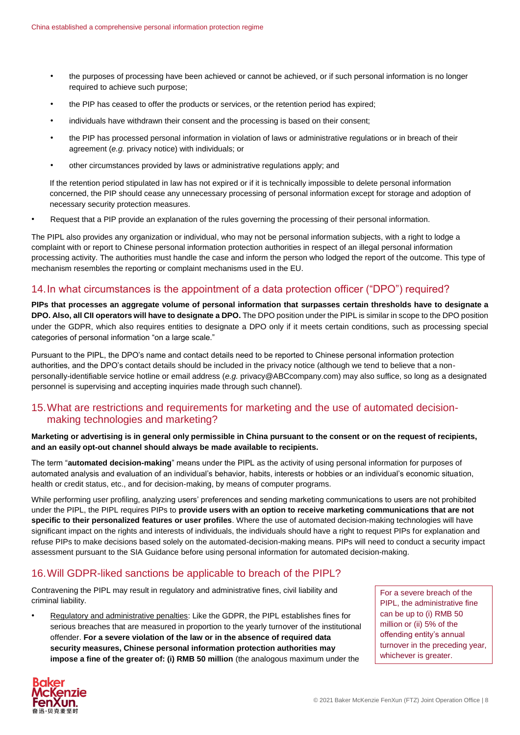- the purposes of processing have been achieved or cannot be achieved, or if such personal information is no longer required to achieve such purpose;
- the PIP has ceased to offer the products or services, or the retention period has expired;
- individuals have withdrawn their consent and the processing is based on their consent;
- the PIP has processed personal information in violation of laws or administrative regulations or in breach of their agreement (*e.g.* privacy notice) with individuals; or
- other circumstances provided by laws or administrative regulations apply; and

  If the retention period stipulated in law has not expired or if it is technically impossible to delete personal information concerned, the PIP should cease any unnecessary processing of personal information except for storage and adoption of necessary security protection measures.

- Request that a PIP provide an explanation of the rules governing the processing of their personal information.

The PIPL also provides any organization or individual, who may not be personal information subjects, with a right to lodge a complaint with or report to Chinese personal information protection authorities in respect of an illegal personal information processing activity. The authorities must handle the case and inform the person who lodged the report of the outcome. This type of mechanism resembles the reporting or complaint mechanisms used in the EU.

## 14. In what circumstances is the appointment of a data protection officer ("DPO") required?

**PIPs that processes an aggregate volume of personal information that surpasses certain thresholds have to designate a DPO. Also, all CII operators will have to designate a DPO.** The DPO position under the PIPL is similar in scope to the DPO position under the GDPR, which also requires entities to designate a DPO only if it meets certain conditions, such as processing special categories of personal information "on a large scale."

Pursuant to the PIPL, the DPO's name and contact details need to be reported to Chinese personal information protection authorities, and the DPO's contact details should be included in the privacy notice (although we tend to believe that a non-personally-identifiable service hotline or email address (*e.g.* privacy@ABCcompany.com) may also suffice, so long as a designated personnel is supervising and accepting inquiries made through such channel).

## 15. What are restrictions and requirements for marketing and the use of automated decision-making technologies and marketing?

**Marketing or advertising is in general only permissible in China pursuant to the consent or on the request of recipients, and an easily opt-out channel should always be made available to recipients.**

The term "**automated decision-making**" means under the PIPL as the activity of using personal information for purposes of automated analysis and evaluation of an individual's behavior, habits, interests or hobbies or an individual's economic situation, health or credit status, etc., and for decision-making, by means of computer programs.

While performing user profiling, analyzing users' preferences and sending marketing communications to users are not prohibited under the PIPL, the PIPL requires PIPs to **provide users with an option to receive marketing communications that are not specific to their personalized features or user profiles**. Where the use of automated decision-making technologies will have significant impact on the rights and interests of individuals, the individuals should have a right to request PIPs for explanation and refuse PIPs to make decisions based solely on the automated-decision-making means. PIPs will need to conduct a security impact assessment pursuant to the SIA Guidance before using personal information for automated decision-making.

## 16. Will GDPR-liked sanctions be applicable to breach of the PIPL?

Contravening the PIPL may result in regulatory and administrative fines, civil liability and criminal liability.

> For a severe breach of the PIPL, the administrative fine can be up to (i) RMB 50 million or (ii) 5% of the offending entity's annual turnover in the preceding year, whichever is greater.

- Regulatory and administrative penalties: Like the GDPR, the PIPL establishes fines for serious breaches that are measured in proportion to the yearly turnover of the institutional offender. **For a severe violation of the law or in the absence of required data security measures, Chinese personal information protection authorities may impose a fine of the greater of: (i) RMB 50 million** (the analogous maximum under the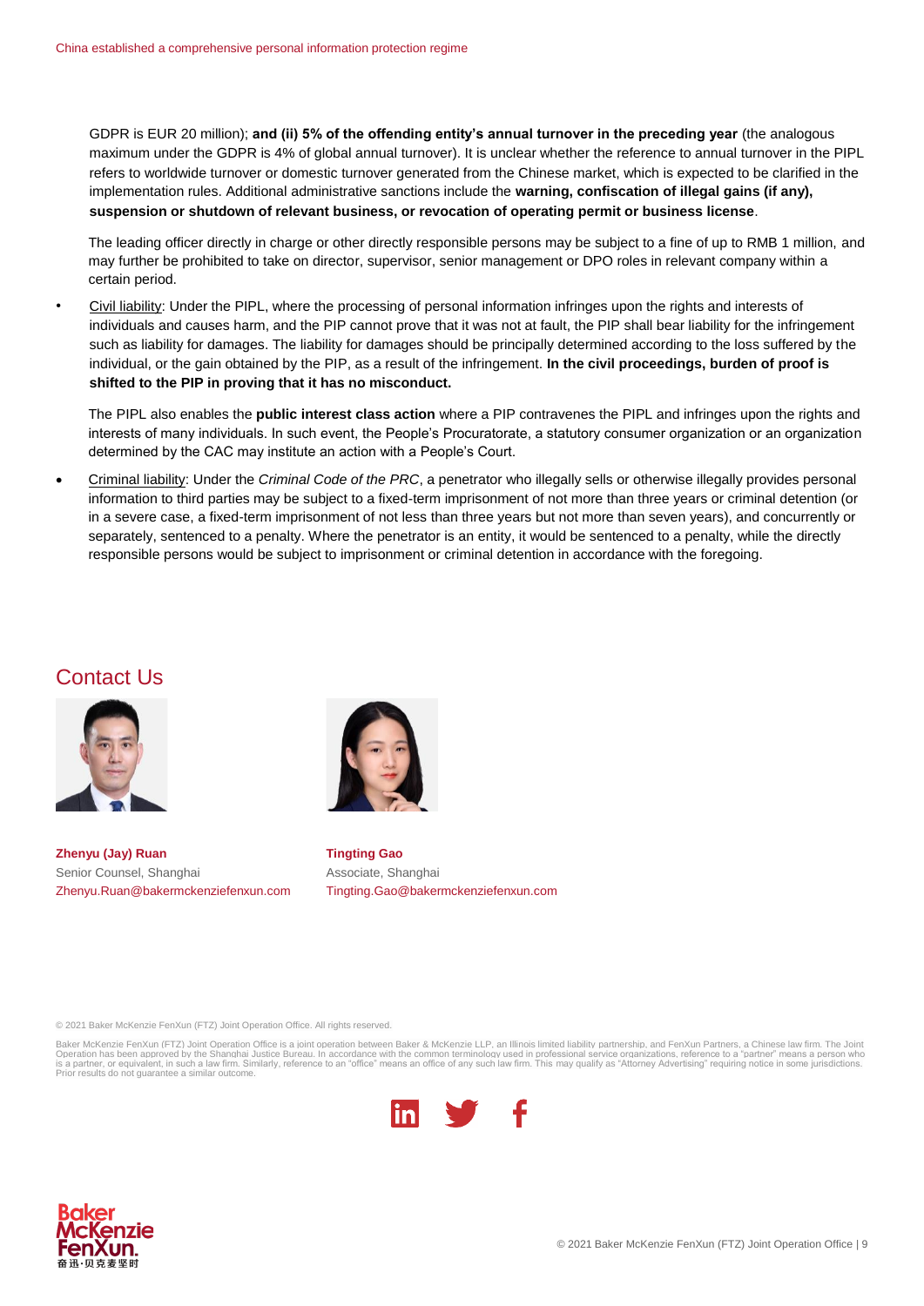GDPR is EUR 20 million); **and (ii) 5% of the offending entity's annual turnover in the preceding year** (the analogous maximum under the GDPR is 4% of global annual turnover). It is unclear whether the reference to annual turnover in the PIPL refers to worldwide turnover or domestic turnover generated from the Chinese market, which is expected to be clarified in the implementation rules. Additional administrative sanctions include the **warning, confiscation of illegal gains (if any), suspension or shutdown of relevant business, or revocation of operating permit or business license**.

The leading officer directly in charge or other directly responsible persons may be subject to a fine of up to RMB 1 million, and may further be prohibited to take on director, supervisor, senior management or DPO roles in relevant company within a certain period.

- Civil liability: Under the PIPL, where the processing of personal information infringes upon the rights and interests of individuals and causes harm, and the PIP cannot prove that it was not at fault, the PIP shall bear liability for the infringement such as liability for damages. The liability for damages should be principally determined according to the loss suffered by the individual, or the gain obtained by the PIP, as a result of the infringement. **In the civil proceedings, burden of proof is shifted to the PIP in proving that it has no misconduct.**

  The PIPL also enables the **public interest class action** where a PIP contravenes the PIPL and infringes upon the rights and interests of many individuals. In such event, the People's Procuratorate, a statutory consumer organization or an organization determined by the CAC may institute an action with a People's Court.

- Criminal liability: Under the *Criminal Code of the PRC*, a penetrator who illegally sells or otherwise illegally provides personal information to third parties may be subject to a fixed-term imprisonment of not more than three years or criminal detention (or in a severe case, a fixed-term imprisonment of not less than three years but not more than seven years), and concurrently or separately, sentenced to a penalty. Where the penetrator is an entity, it would be sentenced to a penalty, while the directly responsible persons would be subject to imprisonment or criminal detention in accordance with the foregoing.

## Contact Us

**Zhenyu (Jay) Ruan**
Senior Counsel, Shanghai
Zhenyu.Ruan@bakermckenziefenxun.com

**Tingting Gao**
Associate, Shanghai
Tingting.Gao@bakermckenziefenxun.com

© 2021 Baker McKenzie FenXun (FTZ) Joint Operation Office. All rights reserved.

Baker McKenzie FenXun (FTZ) Joint Operation Office is a joint operation between Baker & McKenzie LLP, an Illinois limited liability partnership, and FenXun Partners, a Chinese law firm. The Joint Operation has been approved by the Shanghai Justice Bureau. In accordance with the common terminology used in professional service organizations, reference to a "partner" means a person who is a partner, or equivalent, in such a law firm. Similarly, reference to an "office" means an office of any such law firm. This may qualify as "Attorney Advertising" requiring notice in some jurisdictions. Prior results do not guarantee a similar outcome.

Baker McKenzie FenXun. 奋迅·贝克麦坚时